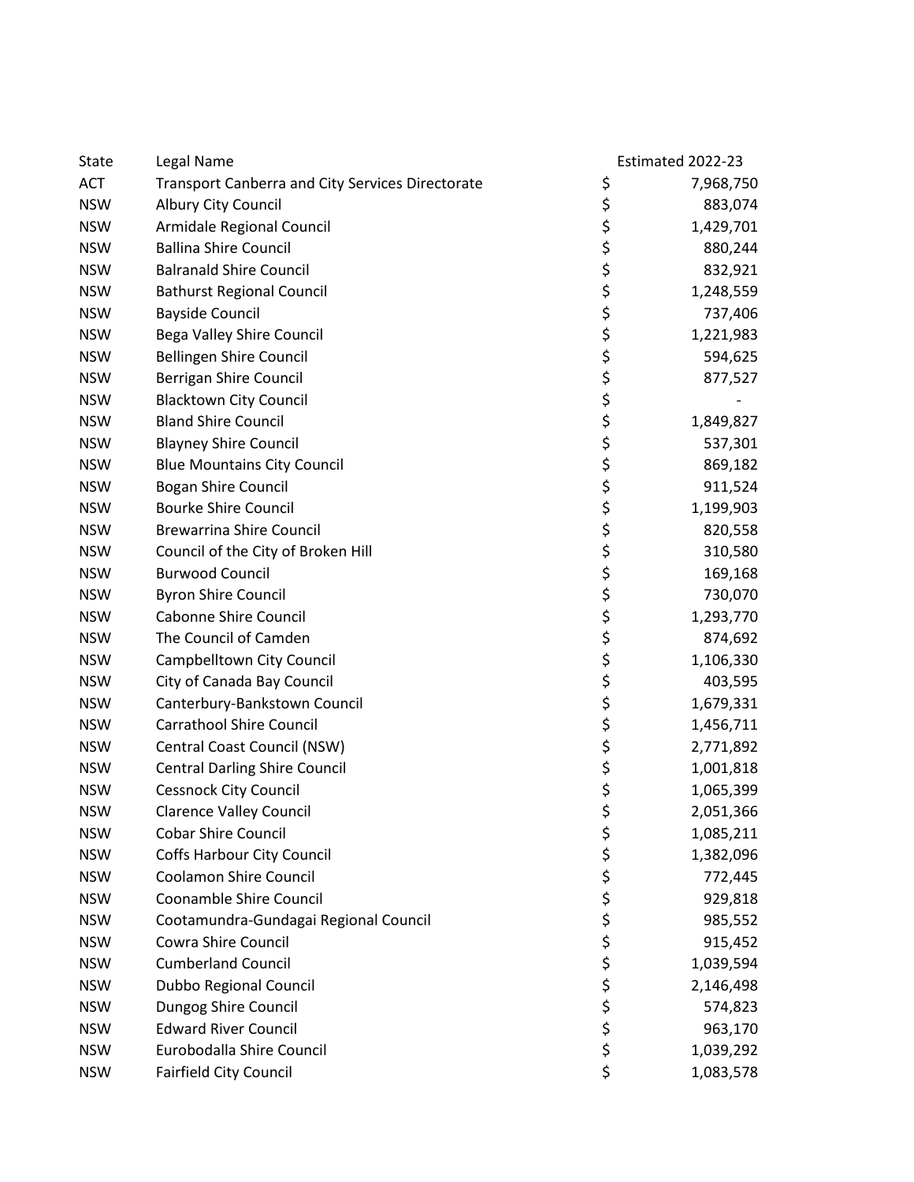| State | Legal Name | Estimated 2022-23 |
| --- | --- | --- |
| ACT | Transport Canberra and City Services Directorate | $ 7,968,750 |
| NSW | Albury City Council | $ 883,074 |
| NSW | Armidale Regional Council | $ 1,429,701 |
| NSW | Ballina Shire Council | $ 880,244 |
| NSW | Balranald Shire Council | $ 832,921 |
| NSW | Bathurst Regional Council | $ 1,248,559 |
| NSW | Bayside Council | $ 737,406 |
| NSW | Bega Valley Shire Council | $ 1,221,983 |
| NSW | Bellingen Shire Council | $ 594,625 |
| NSW | Berrigan Shire Council | $ 877,527 |
| NSW | Blacktown City Council | $ - |
| NSW | Bland Shire Council | $ 1,849,827 |
| NSW | Blayney Shire Council | $ 537,301 |
| NSW | Blue Mountains City Council | $ 869,182 |
| NSW | Bogan Shire Council | $ 911,524 |
| NSW | Bourke Shire Council | $ 1,199,903 |
| NSW | Brewarrina Shire Council | $ 820,558 |
| NSW | Council of the City of Broken Hill | $ 310,580 |
| NSW | Burwood Council | $ 169,168 |
| NSW | Byron Shire Council | $ 730,070 |
| NSW | Cabonne Shire Council | $ 1,293,770 |
| NSW | The Council of Camden | $ 874,692 |
| NSW | Campbelltown City Council | $ 1,106,330 |
| NSW | City of Canada Bay Council | $ 403,595 |
| NSW | Canterbury-Bankstown Council | $ 1,679,331 |
| NSW | Carrathool Shire Council | $ 1,456,711 |
| NSW | Central Coast Council (NSW) | $ 2,771,892 |
| NSW | Central Darling Shire Council | $ 1,001,818 |
| NSW | Cessnock City Council | $ 1,065,399 |
| NSW | Clarence Valley Council | $ 2,051,366 |
| NSW | Cobar Shire Council | $ 1,085,211 |
| NSW | Coffs Harbour City Council | $ 1,382,096 |
| NSW | Coolamon Shire Council | $ 772,445 |
| NSW | Coonamble Shire Council | $ 929,818 |
| NSW | Cootamundra-Gundagai Regional Council | $ 985,552 |
| NSW | Cowra Shire Council | $ 915,452 |
| NSW | Cumberland Council | $ 1,039,594 |
| NSW | Dubbo Regional Council | $ 2,146,498 |
| NSW | Dungog Shire Council | $ 574,823 |
| NSW | Edward River Council | $ 963,170 |
| NSW | Eurobodalla Shire Council | $ 1,039,292 |
| NSW | Fairfield City Council | $ 1,083,578 |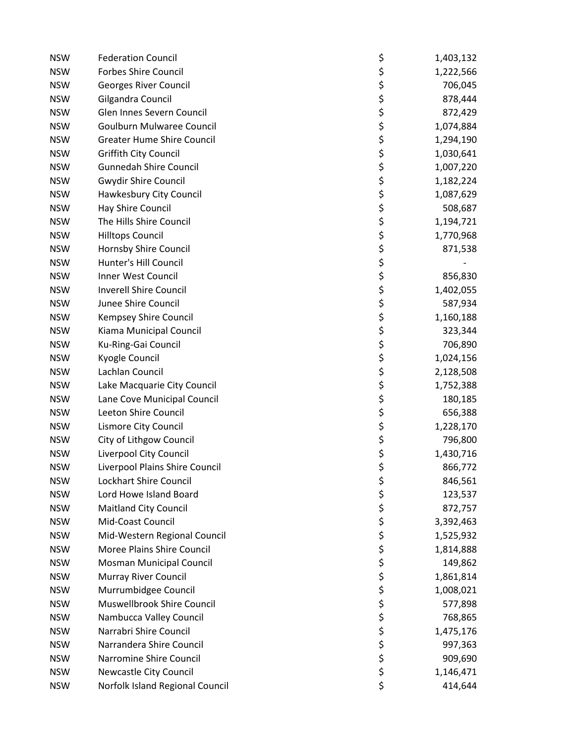| NSW | Federation Council | $ | 1,403,132 |
|---|---|---|---|
| NSW | Forbes Shire Council | $ | 1,222,566 |
| NSW | Georges River Council | $ | 706,045 |
| NSW | Gilgandra Council | $ | 878,444 |
| NSW | Glen Innes Severn Council | $ | 872,429 |
| NSW | Goulburn Mulwaree Council | $ | 1,074,884 |
| NSW | Greater Hume Shire Council | $ | 1,294,190 |
| NSW | Griffith City Council | $ | 1,030,641 |
| NSW | Gunnedah Shire Council | $ | 1,007,220 |
| NSW | Gwydir Shire Council | $ | 1,182,224 |
| NSW | Hawkesbury City Council | $ | 1,087,629 |
| NSW | Hay Shire Council | $ | 508,687 |
| NSW | The Hills Shire Council | $ | 1,194,721 |
| NSW | Hilltops Council | $ | 1,770,968 |
| NSW | Hornsby Shire Council | $ | 871,538 |
| NSW | Hunter's Hill Council | $ | - |
| NSW | Inner West Council | $ | 856,830 |
| NSW | Inverell Shire Council | $ | 1,402,055 |
| NSW | Junee Shire Council | $ | 587,934 |
| NSW | Kempsey Shire Council | $ | 1,160,188 |
| NSW | Kiama Municipal Council | $ | 323,344 |
| NSW | Ku-Ring-Gai Council | $ | 706,890 |
| NSW | Kyogle Council | $ | 1,024,156 |
| NSW | Lachlan Council | $ | 2,128,508 |
| NSW | Lake Macquarie City Council | $ | 1,752,388 |
| NSW | Lane Cove Municipal Council | $ | 180,185 |
| NSW | Leeton Shire Council | $ | 656,388 |
| NSW | Lismore City Council | $ | 1,228,170 |
| NSW | City of Lithgow Council | $ | 796,800 |
| NSW | Liverpool City Council | $ | 1,430,716 |
| NSW | Liverpool Plains Shire Council | $ | 866,772 |
| NSW | Lockhart Shire Council | $ | 846,561 |
| NSW | Lord Howe Island Board | $ | 123,537 |
| NSW | Maitland City Council | $ | 872,757 |
| NSW | Mid-Coast Council | $ | 3,392,463 |
| NSW | Mid-Western Regional Council | $ | 1,525,932 |
| NSW | Moree Plains Shire Council | $ | 1,814,888 |
| NSW | Mosman Municipal Council | $ | 149,862 |
| NSW | Murray River Council | $ | 1,861,814 |
| NSW | Murrumbidgee Council | $ | 1,008,021 |
| NSW | Muswellbrook Shire Council | $ | 577,898 |
| NSW | Nambucca Valley Council | $ | 768,865 |
| NSW | Narrabri Shire Council | $ | 1,475,176 |
| NSW | Narrandera Shire Council | $ | 997,363 |
| NSW | Narromine Shire Council | $ | 909,690 |
| NSW | Newcastle City Council | $ | 1,146,471 |
| NSW | Norfolk Island Regional Council | $ | 414,644 |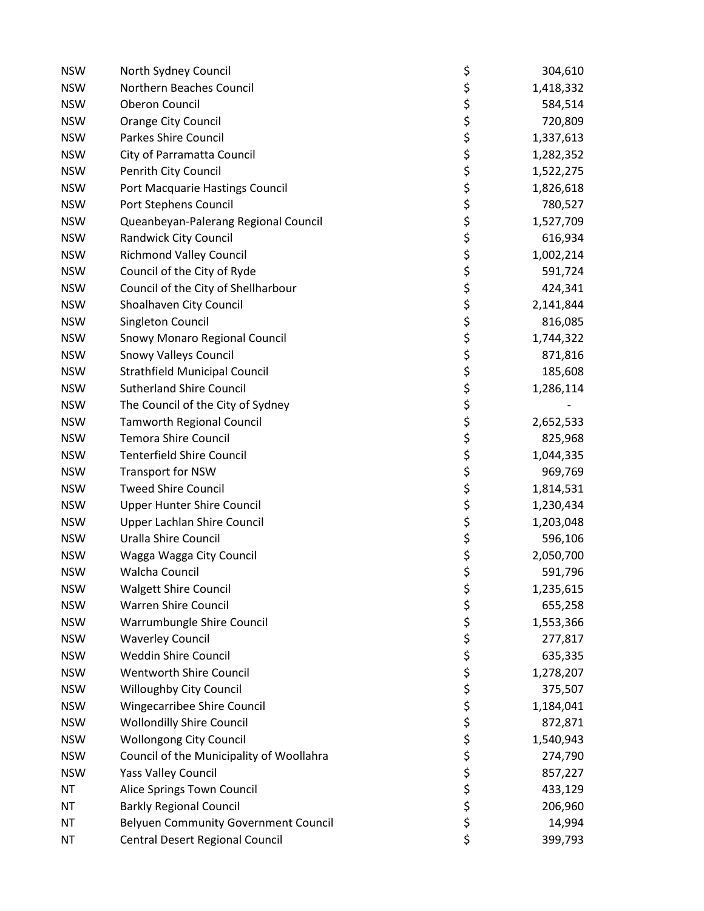| | | | |
|---|---|---|---|
| NSW | North Sydney Council | $ | 304,610 |
| NSW | Northern Beaches Council | $ | 1,418,332 |
| NSW | Oberon Council | $ | 584,514 |
| NSW | Orange City Council | $ | 720,809 |
| NSW | Parkes Shire Council | $ | 1,337,613 |
| NSW | City of Parramatta Council | $ | 1,282,352 |
| NSW | Penrith City Council | $ | 1,522,275 |
| NSW | Port Macquarie Hastings Council | $ | 1,826,618 |
| NSW | Port Stephens Council | $ | 780,527 |
| NSW | Queanbeyan-Palerang Regional Council | $ | 1,527,709 |
| NSW | Randwick City Council | $ | 616,934 |
| NSW | Richmond Valley Council | $ | 1,002,214 |
| NSW | Council of the City of Ryde | $ | 591,724 |
| NSW | Council of the City of Shellharbour | $ | 424,341 |
| NSW | Shoalhaven City Council | $ | 2,141,844 |
| NSW | Singleton Council | $ | 816,085 |
| NSW | Snowy Monaro Regional Council | $ | 1,744,322 |
| NSW | Snowy Valleys Council | $ | 871,816 |
| NSW | Strathfield Municipal Council | $ | 185,608 |
| NSW | Sutherland Shire Council | $ | 1,286,114 |
| NSW | The Council of the City of Sydney | $ | - |
| NSW | Tamworth Regional Council | $ | 2,652,533 |
| NSW | Temora Shire Council | $ | 825,968 |
| NSW | Tenterfield Shire Council | $ | 1,044,335 |
| NSW | Transport for NSW | $ | 969,769 |
| NSW | Tweed Shire Council | $ | 1,814,531 |
| NSW | Upper Hunter Shire Council | $ | 1,230,434 |
| NSW | Upper Lachlan Shire Council | $ | 1,203,048 |
| NSW | Uralla Shire Council | $ | 596,106 |
| NSW | Wagga Wagga City Council | $ | 2,050,700 |
| NSW | Walcha Council | $ | 591,796 |
| NSW | Walgett Shire Council | $ | 1,235,615 |
| NSW | Warren Shire Council | $ | 655,258 |
| NSW | Warrumbungle Shire Council | $ | 1,553,366 |
| NSW | Waverley Council | $ | 277,817 |
| NSW | Weddin Shire Council | $ | 635,335 |
| NSW | Wentworth Shire Council | $ | 1,278,207 |
| NSW | Willoughby City Council | $ | 375,507 |
| NSW | Wingecarribee Shire Council | $ | 1,184,041 |
| NSW | Wollondilly Shire Council | $ | 872,871 |
| NSW | Wollongong City Council | $ | 1,540,943 |
| NSW | Council of the Municipality of Woollahra | $ | 274,790 |
| NSW | Yass Valley Council | $ | 857,227 |
| NT | Alice Springs Town Council | $ | 433,129 |
| NT | Barkly Regional Council | $ | 206,960 |
| NT | Belyuen Community Government Council | $ | 14,994 |
| NT | Central Desert Regional Council | $ | 399,793 |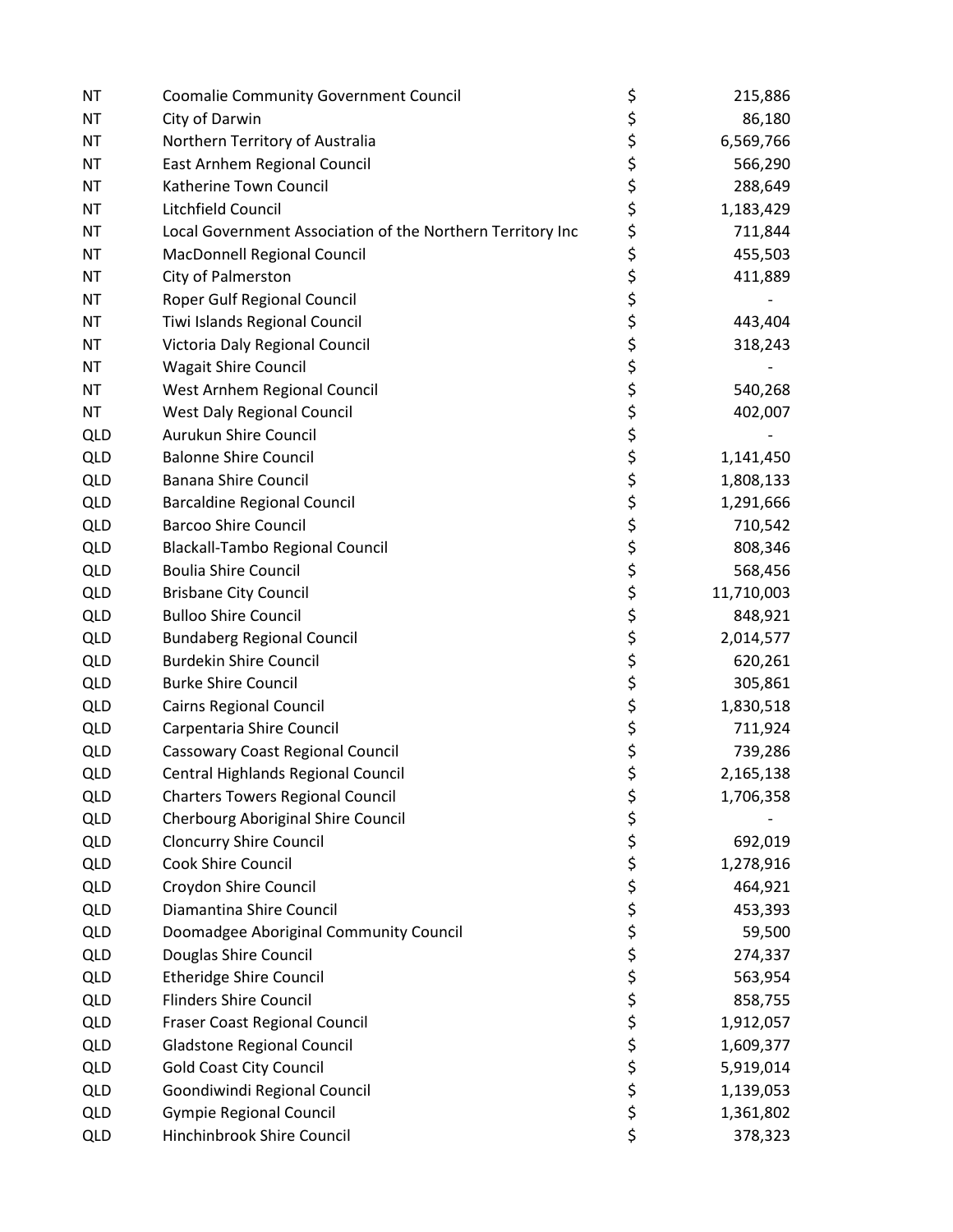| | | | |
|---|---|---|---|
| NT | Coomalie Community Government Council | $ | 215,886 |
| NT | City of Darwin | $ | 86,180 |
| NT | Northern Territory of Australia | $ | 6,569,766 |
| NT | East Arnhem Regional Council | $ | 566,290 |
| NT | Katherine Town Council | $ | 288,649 |
| NT | Litchfield Council | $ | 1,183,429 |
| NT | Local Government Association of the Northern Territory Inc | $ | 711,844 |
| NT | MacDonnell Regional Council | $ | 455,503 |
| NT | City of Palmerston | $ | 411,889 |
| NT | Roper Gulf Regional Council | $ | - |
| NT | Tiwi Islands Regional Council | $ | 443,404 |
| NT | Victoria Daly Regional Council | $ | 318,243 |
| NT | Wagait Shire Council | $ | - |
| NT | West Arnhem Regional Council | $ | 540,268 |
| NT | West Daly Regional Council | $ | 402,007 |
| QLD | Aurukun Shire Council | $ | - |
| QLD | Balonne Shire Council | $ | 1,141,450 |
| QLD | Banana Shire Council | $ | 1,808,133 |
| QLD | Barcaldine Regional Council | $ | 1,291,666 |
| QLD | Barcoo Shire Council | $ | 710,542 |
| QLD | Blackall-Tambo Regional Council | $ | 808,346 |
| QLD | Boulia Shire Council | $ | 568,456 |
| QLD | Brisbane City Council | $ | 11,710,003 |
| QLD | Bulloo Shire Council | $ | 848,921 |
| QLD | Bundaberg Regional Council | $ | 2,014,577 |
| QLD | Burdekin Shire Council | $ | 620,261 |
| QLD | Burke Shire Council | $ | 305,861 |
| QLD | Cairns Regional Council | $ | 1,830,518 |
| QLD | Carpentaria Shire Council | $ | 711,924 |
| QLD | Cassowary Coast Regional Council | $ | 739,286 |
| QLD | Central Highlands Regional Council | $ | 2,165,138 |
| QLD | Charters Towers Regional Council | $ | 1,706,358 |
| QLD | Cherbourg Aboriginal Shire Council | $ | - |
| QLD | Cloncurry Shire Council | $ | 692,019 |
| QLD | Cook Shire Council | $ | 1,278,916 |
| QLD | Croydon Shire Council | $ | 464,921 |
| QLD | Diamantina Shire Council | $ | 453,393 |
| QLD | Doomadgee Aboriginal Community Council | $ | 59,500 |
| QLD | Douglas Shire Council | $ | 274,337 |
| QLD | Etheridge Shire Council | $ | 563,954 |
| QLD | Flinders Shire Council | $ | 858,755 |
| QLD | Fraser Coast Regional Council | $ | 1,912,057 |
| QLD | Gladstone Regional Council | $ | 1,609,377 |
| QLD | Gold Coast City Council | $ | 5,919,014 |
| QLD | Goondiwindi Regional Council | $ | 1,139,053 |
| QLD | Gympie Regional Council | $ | 1,361,802 |
| QLD | Hinchinbrook Shire Council | $ | 378,323 |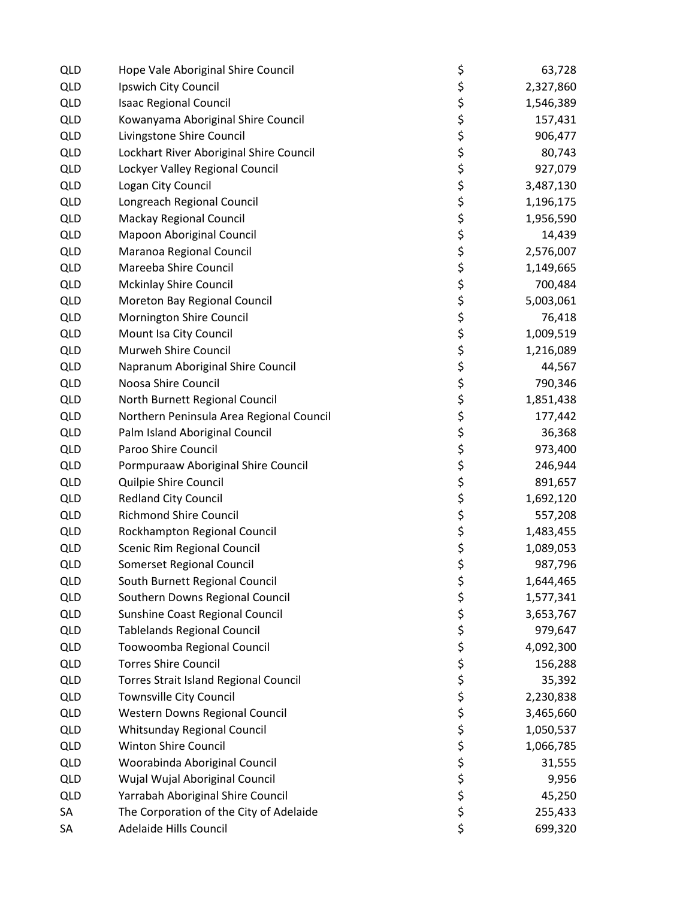| | | | |
|---|---|---|---|
| QLD | Hope Vale Aboriginal Shire Council | $ | 63,728 |
| QLD | Ipswich City Council | $ | 2,327,860 |
| QLD | Isaac Regional Council | $ | 1,546,389 |
| QLD | Kowanyama Aboriginal Shire Council | $ | 157,431 |
| QLD | Livingstone Shire Council | $ | 906,477 |
| QLD | Lockhart River Aboriginal Shire Council | $ | 80,743 |
| QLD | Lockyer Valley Regional Council | $ | 927,079 |
| QLD | Logan City Council | $ | 3,487,130 |
| QLD | Longreach Regional Council | $ | 1,196,175 |
| QLD | Mackay Regional Council | $ | 1,956,590 |
| QLD | Mapoon Aboriginal Council | $ | 14,439 |
| QLD | Maranoa Regional Council | $ | 2,576,007 |
| QLD | Mareeba Shire Council | $ | 1,149,665 |
| QLD | Mckinlay Shire Council | $ | 700,484 |
| QLD | Moreton Bay Regional Council | $ | 5,003,061 |
| QLD | Mornington Shire Council | $ | 76,418 |
| QLD | Mount Isa City Council | $ | 1,009,519 |
| QLD | Murweh Shire Council | $ | 1,216,089 |
| QLD | Napranum Aboriginal Shire Council | $ | 44,567 |
| QLD | Noosa Shire Council | $ | 790,346 |
| QLD | North Burnett Regional Council | $ | 1,851,438 |
| QLD | Northern Peninsula Area Regional Council | $ | 177,442 |
| QLD | Palm Island Aboriginal Council | $ | 36,368 |
| QLD | Paroo Shire Council | $ | 973,400 |
| QLD | Pormpuraaw Aboriginal Shire Council | $ | 246,944 |
| QLD | Quilpie Shire Council | $ | 891,657 |
| QLD | Redland City Council | $ | 1,692,120 |
| QLD | Richmond Shire Council | $ | 557,208 |
| QLD | Rockhampton Regional Council | $ | 1,483,455 |
| QLD | Scenic Rim Regional Council | $ | 1,089,053 |
| QLD | Somerset Regional Council | $ | 987,796 |
| QLD | South Burnett Regional Council | $ | 1,644,465 |
| QLD | Southern Downs Regional Council | $ | 1,577,341 |
| QLD | Sunshine Coast Regional Council | $ | 3,653,767 |
| QLD | Tablelands Regional Council | $ | 979,647 |
| QLD | Toowoomba Regional Council | $ | 4,092,300 |
| QLD | Torres Shire Council | $ | 156,288 |
| QLD | Torres Strait Island Regional Council | $ | 35,392 |
| QLD | Townsville City Council | $ | 2,230,838 |
| QLD | Western Downs Regional Council | $ | 3,465,660 |
| QLD | Whitsunday Regional Council | $ | 1,050,537 |
| QLD | Winton Shire Council | $ | 1,066,785 |
| QLD | Woorabinda Aboriginal Council | $ | 31,555 |
| QLD | Wujal Wujal Aboriginal Council | $ | 9,956 |
| QLD | Yarrabah Aboriginal Shire Council | $ | 45,250 |
| SA | The Corporation of the City of Adelaide | $ | 255,433 |
| SA | Adelaide Hills Council | $ | 699,320 |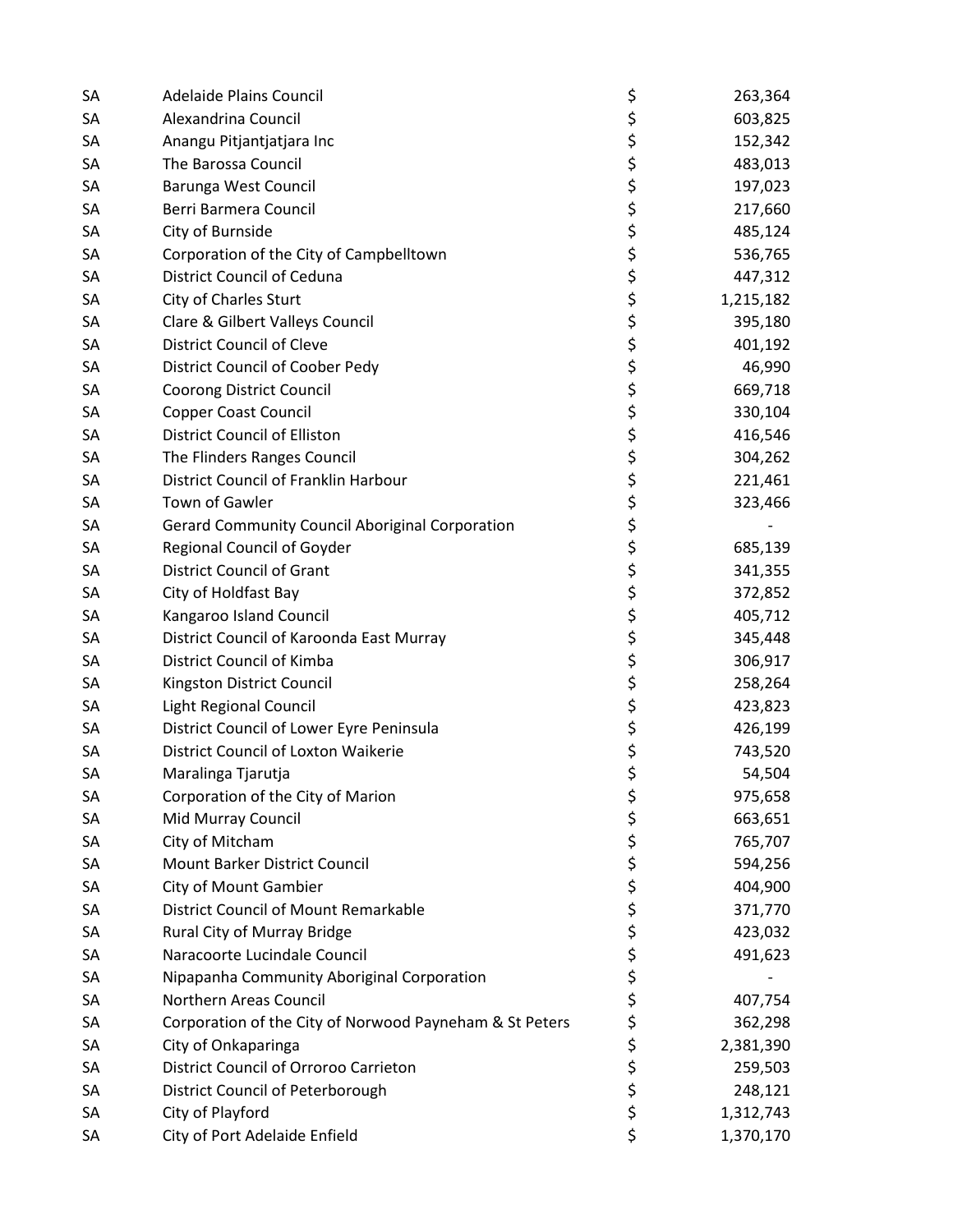| | | | |
|---|---|---|---|
| SA | Adelaide Plains Council | $ | 263,364 |
| SA | Alexandrina Council | $ | 603,825 |
| SA | Anangu Pitjantjatjara Inc | $ | 152,342 |
| SA | The Barossa Council | $ | 483,013 |
| SA | Barunga West Council | $ | 197,023 |
| SA | Berri Barmera Council | $ | 217,660 |
| SA | City of Burnside | $ | 485,124 |
| SA | Corporation of the City of Campbelltown | $ | 536,765 |
| SA | District Council of Ceduna | $ | 447,312 |
| SA | City of Charles Sturt | $ | 1,215,182 |
| SA | Clare & Gilbert Valleys Council | $ | 395,180 |
| SA | District Council of Cleve | $ | 401,192 |
| SA | District Council of Coober Pedy | $ | 46,990 |
| SA | Coorong District Council | $ | 669,718 |
| SA | Copper Coast Council | $ | 330,104 |
| SA | District Council of Elliston | $ | 416,546 |
| SA | The Flinders Ranges Council | $ | 304,262 |
| SA | District Council of Franklin Harbour | $ | 221,461 |
| SA | Town of Gawler | $ | 323,466 |
| SA | Gerard Community Council Aboriginal Corporation | $ | - |
| SA | Regional Council of Goyder | $ | 685,139 |
| SA | District Council of Grant | $ | 341,355 |
| SA | City of Holdfast Bay | $ | 372,852 |
| SA | Kangaroo Island Council | $ | 405,712 |
| SA | District Council of Karoonda East Murray | $ | 345,448 |
| SA | District Council of Kimba | $ | 306,917 |
| SA | Kingston District Council | $ | 258,264 |
| SA | Light Regional Council | $ | 423,823 |
| SA | District Council of Lower Eyre Peninsula | $ | 426,199 |
| SA | District Council of Loxton Waikerie | $ | 743,520 |
| SA | Maralinga Tjarutja | $ | 54,504 |
| SA | Corporation of the City of Marion | $ | 975,658 |
| SA | Mid Murray Council | $ | 663,651 |
| SA | City of Mitcham | $ | 765,707 |
| SA | Mount Barker District Council | $ | 594,256 |
| SA | City of Mount Gambier | $ | 404,900 |
| SA | District Council of Mount Remarkable | $ | 371,770 |
| SA | Rural City of Murray Bridge | $ | 423,032 |
| SA | Naracoorte Lucindale Council | $ | 491,623 |
| SA | Nipapanha Community Aboriginal Corporation | $ | - |
| SA | Northern Areas Council | $ | 407,754 |
| SA | Corporation of the City of Norwood Payneham & St Peters | $ | 362,298 |
| SA | City of Onkaparinga | $ | 2,381,390 |
| SA | District Council of Orroroo Carrieton | $ | 259,503 |
| SA | District Council of Peterborough | $ | 248,121 |
| SA | City of Playford | $ | 1,312,743 |
| SA | City of Port Adelaide Enfield | $ | 1,370,170 |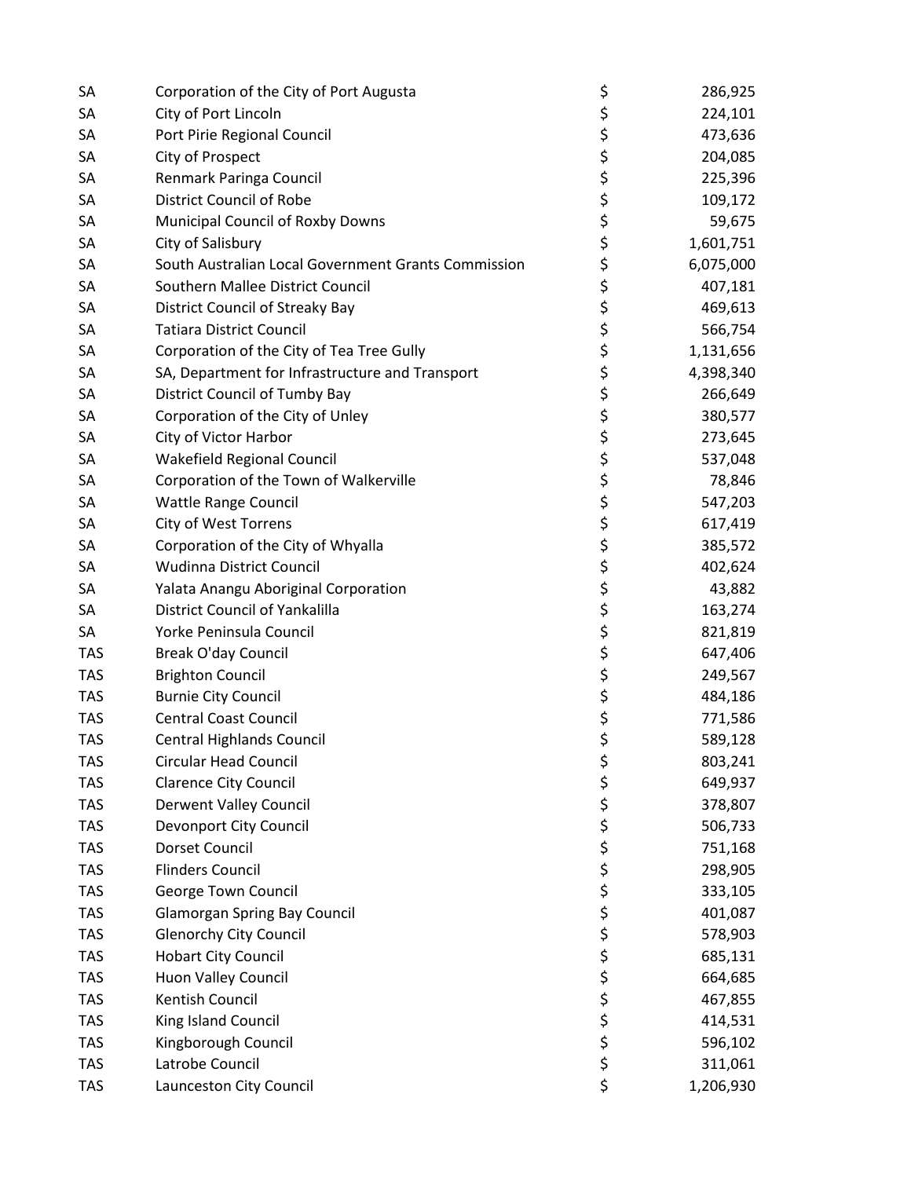| | | | |
|---|---|---|---|
| SA | Corporation of the City of Port Augusta | $ | 286,925 |
| SA | City of Port Lincoln | $ | 224,101 |
| SA | Port Pirie Regional Council | $ | 473,636 |
| SA | City of Prospect | $ | 204,085 |
| SA | Renmark Paringa Council | $ | 225,396 |
| SA | District Council of Robe | $ | 109,172 |
| SA | Municipal Council of Roxby Downs | $ | 59,675 |
| SA | City of Salisbury | $ | 1,601,751 |
| SA | South Australian Local Government Grants Commission | $ | 6,075,000 |
| SA | Southern Mallee District Council | $ | 407,181 |
| SA | District Council of Streaky Bay | $ | 469,613 |
| SA | Tatiara District Council | $ | 566,754 |
| SA | Corporation of the City of Tea Tree Gully | $ | 1,131,656 |
| SA | SA, Department for Infrastructure and Transport | $ | 4,398,340 |
| SA | District Council of Tumby Bay | $ | 266,649 |
| SA | Corporation of the City of Unley | $ | 380,577 |
| SA | City of Victor Harbor | $ | 273,645 |
| SA | Wakefield Regional Council | $ | 537,048 |
| SA | Corporation of the Town of Walkerville | $ | 78,846 |
| SA | Wattle Range Council | $ | 547,203 |
| SA | City of West Torrens | $ | 617,419 |
| SA | Corporation of the City of Whyalla | $ | 385,572 |
| SA | Wudinna District Council | $ | 402,624 |
| SA | Yalata Anangu Aboriginal Corporation | $ | 43,882 |
| SA | District Council of Yankalilla | $ | 163,274 |
| SA | Yorke Peninsula Council | $ | 821,819 |
| TAS | Break O'day Council | $ | 647,406 |
| TAS | Brighton Council | $ | 249,567 |
| TAS | Burnie City Council | $ | 484,186 |
| TAS | Central Coast Council | $ | 771,586 |
| TAS | Central Highlands Council | $ | 589,128 |
| TAS | Circular Head Council | $ | 803,241 |
| TAS | Clarence City Council | $ | 649,937 |
| TAS | Derwent Valley Council | $ | 378,807 |
| TAS | Devonport City Council | $ | 506,733 |
| TAS | Dorset Council | $ | 751,168 |
| TAS | Flinders Council | $ | 298,905 |
| TAS | George Town Council | $ | 333,105 |
| TAS | Glamorgan Spring Bay Council | $ | 401,087 |
| TAS | Glenorchy City Council | $ | 578,903 |
| TAS | Hobart City Council | $ | 685,131 |
| TAS | Huon Valley Council | $ | 664,685 |
| TAS | Kentish Council | $ | 467,855 |
| TAS | King Island Council | $ | 414,531 |
| TAS | Kingborough Council | $ | 596,102 |
| TAS | Latrobe Council | $ | 311,061 |
| TAS | Launceston City Council | $ | 1,206,930 |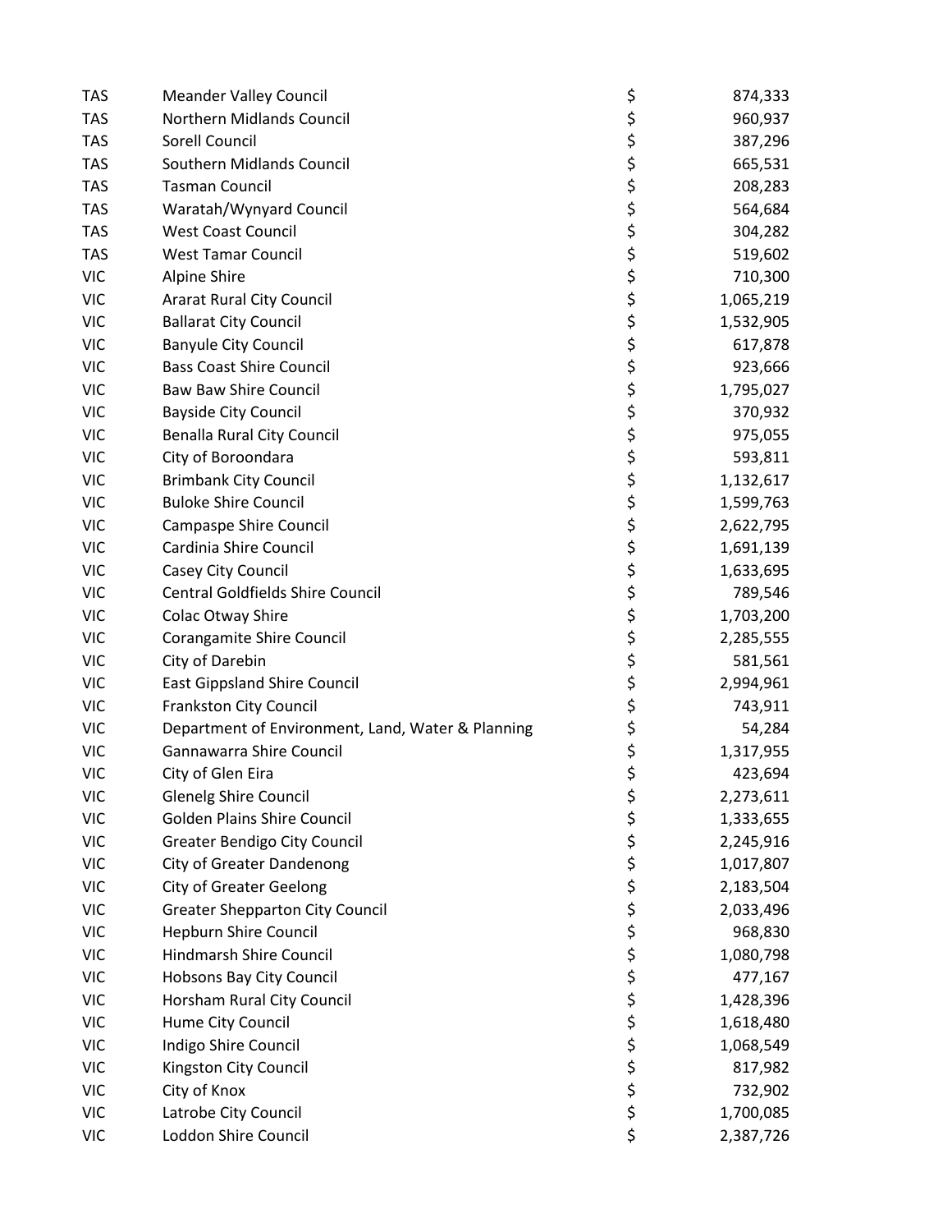| | | | |
|---|---|---|---|
| TAS | Meander Valley Council | $ | 874,333 |
| TAS | Northern Midlands Council | $ | 960,937 |
| TAS | Sorell Council | $ | 387,296 |
| TAS | Southern Midlands Council | $ | 665,531 |
| TAS | Tasman Council | $ | 208,283 |
| TAS | Waratah/Wynyard Council | $ | 564,684 |
| TAS | West Coast Council | $ | 304,282 |
| TAS | West Tamar Council | $ | 519,602 |
| VIC | Alpine Shire | $ | 710,300 |
| VIC | Ararat Rural City Council | $ | 1,065,219 |
| VIC | Ballarat City Council | $ | 1,532,905 |
| VIC | Banyule City Council | $ | 617,878 |
| VIC | Bass Coast Shire Council | $ | 923,666 |
| VIC | Baw Baw Shire Council | $ | 1,795,027 |
| VIC | Bayside City Council | $ | 370,932 |
| VIC | Benalla Rural City Council | $ | 975,055 |
| VIC | City of Boroondara | $ | 593,811 |
| VIC | Brimbank City Council | $ | 1,132,617 |
| VIC | Buloke Shire Council | $ | 1,599,763 |
| VIC | Campaspe Shire Council | $ | 2,622,795 |
| VIC | Cardinia Shire Council | $ | 1,691,139 |
| VIC | Casey City Council | $ | 1,633,695 |
| VIC | Central Goldfields Shire Council | $ | 789,546 |
| VIC | Colac Otway Shire | $ | 1,703,200 |
| VIC | Corangamite Shire Council | $ | 2,285,555 |
| VIC | City of Darebin | $ | 581,561 |
| VIC | East Gippsland Shire Council | $ | 2,994,961 |
| VIC | Frankston City Council | $ | 743,911 |
| VIC | Department of Environment, Land, Water & Planning | $ | 54,284 |
| VIC | Gannawarra Shire Council | $ | 1,317,955 |
| VIC | City of Glen Eira | $ | 423,694 |
| VIC | Glenelg Shire Council | $ | 2,273,611 |
| VIC | Golden Plains Shire Council | $ | 1,333,655 |
| VIC | Greater Bendigo City Council | $ | 2,245,916 |
| VIC | City of Greater Dandenong | $ | 1,017,807 |
| VIC | City of Greater Geelong | $ | 2,183,504 |
| VIC | Greater Shepparton City Council | $ | 2,033,496 |
| VIC | Hepburn Shire Council | $ | 968,830 |
| VIC | Hindmarsh Shire Council | $ | 1,080,798 |
| VIC | Hobsons Bay City Council | $ | 477,167 |
| VIC | Horsham Rural City Council | $ | 1,428,396 |
| VIC | Hume City Council | $ | 1,618,480 |
| VIC | Indigo Shire Council | $ | 1,068,549 |
| VIC | Kingston City Council | $ | 817,982 |
| VIC | City of Knox | $ | 732,902 |
| VIC | Latrobe City Council | $ | 1,700,085 |
| VIC | Loddon Shire Council | $ | 2,387,726 |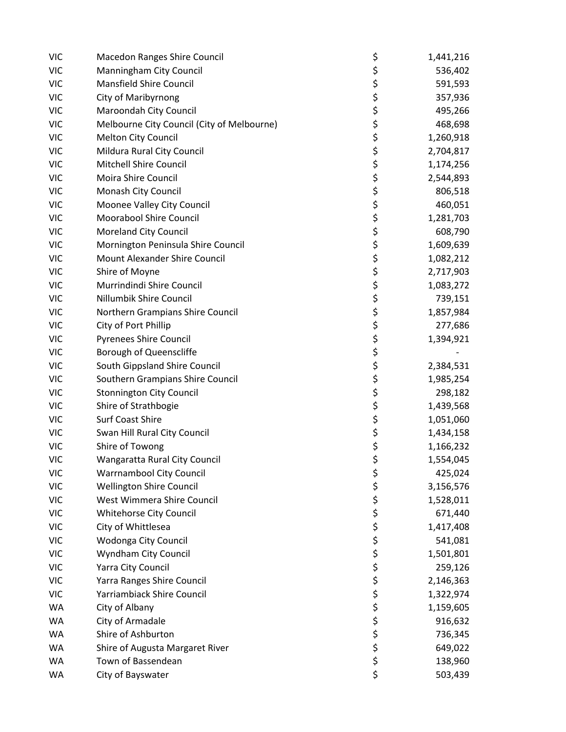| | | | |
|---|---|---|---|
| VIC | Macedon Ranges Shire Council | $ | 1,441,216 |
| VIC | Manningham City Council | $ | 536,402 |
| VIC | Mansfield Shire Council | $ | 591,593 |
| VIC | City of Maribyrnong | $ | 357,936 |
| VIC | Maroondah City Council | $ | 495,266 |
| VIC | Melbourne City Council (City of Melbourne) | $ | 468,698 |
| VIC | Melton City Council | $ | 1,260,918 |
| VIC | Mildura Rural City Council | $ | 2,704,817 |
| VIC | Mitchell Shire Council | $ | 1,174,256 |
| VIC | Moira Shire Council | $ | 2,544,893 |
| VIC | Monash City Council | $ | 806,518 |
| VIC | Moonee Valley City Council | $ | 460,051 |
| VIC | Moorabool Shire Council | $ | 1,281,703 |
| VIC | Moreland City Council | $ | 608,790 |
| VIC | Mornington Peninsula Shire Council | $ | 1,609,639 |
| VIC | Mount Alexander Shire Council | $ | 1,082,212 |
| VIC | Shire of Moyne | $ | 2,717,903 |
| VIC | Murrindindi Shire Council | $ | 1,083,272 |
| VIC | Nillumbik Shire Council | $ | 739,151 |
| VIC | Northern Grampians Shire Council | $ | 1,857,984 |
| VIC | City of Port Phillip | $ | 277,686 |
| VIC | Pyrenees Shire Council | $ | 1,394,921 |
| VIC | Borough of Queenscliffe | $ | - |
| VIC | South Gippsland Shire Council | $ | 2,384,531 |
| VIC | Southern Grampians Shire Council | $ | 1,985,254 |
| VIC | Stonnington City Council | $ | 298,182 |
| VIC | Shire of Strathbogie | $ | 1,439,568 |
| VIC | Surf Coast Shire | $ | 1,051,060 |
| VIC | Swan Hill Rural City Council | $ | 1,434,158 |
| VIC | Shire of Towong | $ | 1,166,232 |
| VIC | Wangaratta Rural City Council | $ | 1,554,045 |
| VIC | Warrnambool City Council | $ | 425,024 |
| VIC | Wellington Shire Council | $ | 3,156,576 |
| VIC | West Wimmera Shire Council | $ | 1,528,011 |
| VIC | Whitehorse City Council | $ | 671,440 |
| VIC | City of Whittlesea | $ | 1,417,408 |
| VIC | Wodonga City Council | $ | 541,081 |
| VIC | Wyndham City Council | $ | 1,501,801 |
| VIC | Yarra City Council | $ | 259,126 |
| VIC | Yarra Ranges Shire Council | $ | 2,146,363 |
| VIC | Yarriambiack Shire Council | $ | 1,322,974 |
| WA | City of Albany | $ | 1,159,605 |
| WA | City of Armadale | $ | 916,632 |
| WA | Shire of Ashburton | $ | 736,345 |
| WA | Shire of Augusta Margaret River | $ | 649,022 |
| WA | Town of Bassendean | $ | 138,960 |
| WA | City of Bayswater | $ | 503,439 |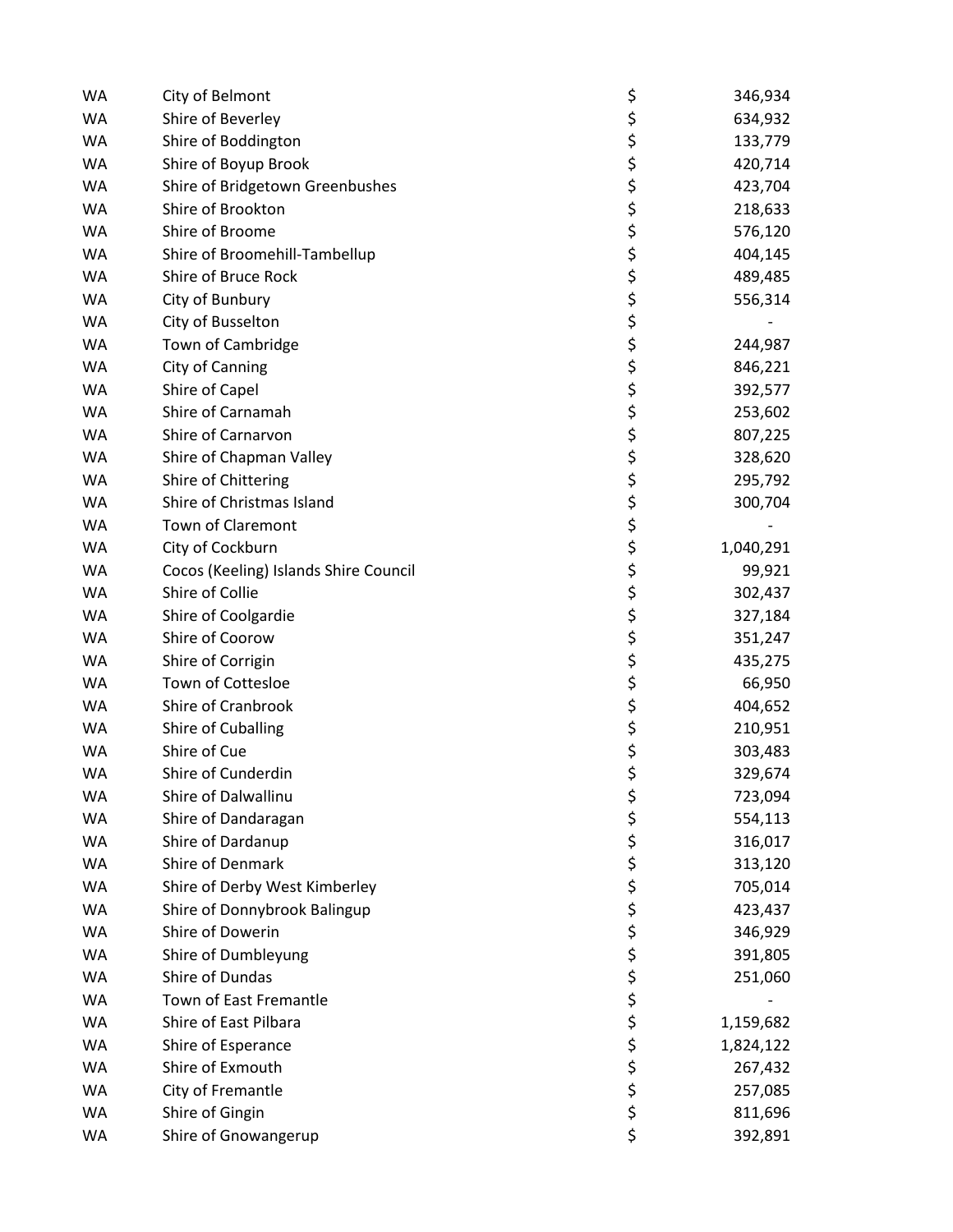| | | | |
|---|---|---|---|
| WA | City of Belmont | $ | 346,934 |
| WA | Shire of Beverley | $ | 634,932 |
| WA | Shire of Boddington | $ | 133,779 |
| WA | Shire of Boyup Brook | $ | 420,714 |
| WA | Shire of Bridgetown Greenbushes | $ | 423,704 |
| WA | Shire of Brookton | $ | 218,633 |
| WA | Shire of Broome | $ | 576,120 |
| WA | Shire of Broomehill-Tambellup | $ | 404,145 |
| WA | Shire of Bruce Rock | $ | 489,485 |
| WA | City of Bunbury | $ | 556,314 |
| WA | City of Busselton | $ | - |
| WA | Town of Cambridge | $ | 244,987 |
| WA | City of Canning | $ | 846,221 |
| WA | Shire of Capel | $ | 392,577 |
| WA | Shire of Carnamah | $ | 253,602 |
| WA | Shire of Carnarvon | $ | 807,225 |
| WA | Shire of Chapman Valley | $ | 328,620 |
| WA | Shire of Chittering | $ | 295,792 |
| WA | Shire of Christmas Island | $ | 300,704 |
| WA | Town of Claremont | $ | - |
| WA | City of Cockburn | $ | 1,040,291 |
| WA | Cocos (Keeling) Islands Shire Council | $ | 99,921 |
| WA | Shire of Collie | $ | 302,437 |
| WA | Shire of Coolgardie | $ | 327,184 |
| WA | Shire of Coorow | $ | 351,247 |
| WA | Shire of Corrigin | $ | 435,275 |
| WA | Town of Cottesloe | $ | 66,950 |
| WA | Shire of Cranbrook | $ | 404,652 |
| WA | Shire of Cuballing | $ | 210,951 |
| WA | Shire of Cue | $ | 303,483 |
| WA | Shire of Cunderdin | $ | 329,674 |
| WA | Shire of Dalwallinu | $ | 723,094 |
| WA | Shire of Dandaragan | $ | 554,113 |
| WA | Shire of Dardanup | $ | 316,017 |
| WA | Shire of Denmark | $ | 313,120 |
| WA | Shire of Derby West Kimberley | $ | 705,014 |
| WA | Shire of Donnybrook Balingup | $ | 423,437 |
| WA | Shire of Dowerin | $ | 346,929 |
| WA | Shire of Dumbleyung | $ | 391,805 |
| WA | Shire of Dundas | $ | 251,060 |
| WA | Town of East Fremantle | $ | - |
| WA | Shire of East Pilbara | $ | 1,159,682 |
| WA | Shire of Esperance | $ | 1,824,122 |
| WA | Shire of Exmouth | $ | 267,432 |
| WA | City of Fremantle | $ | 257,085 |
| WA | Shire of Gingin | $ | 811,696 |
| WA | Shire of Gnowangerup | $ | 392,891 |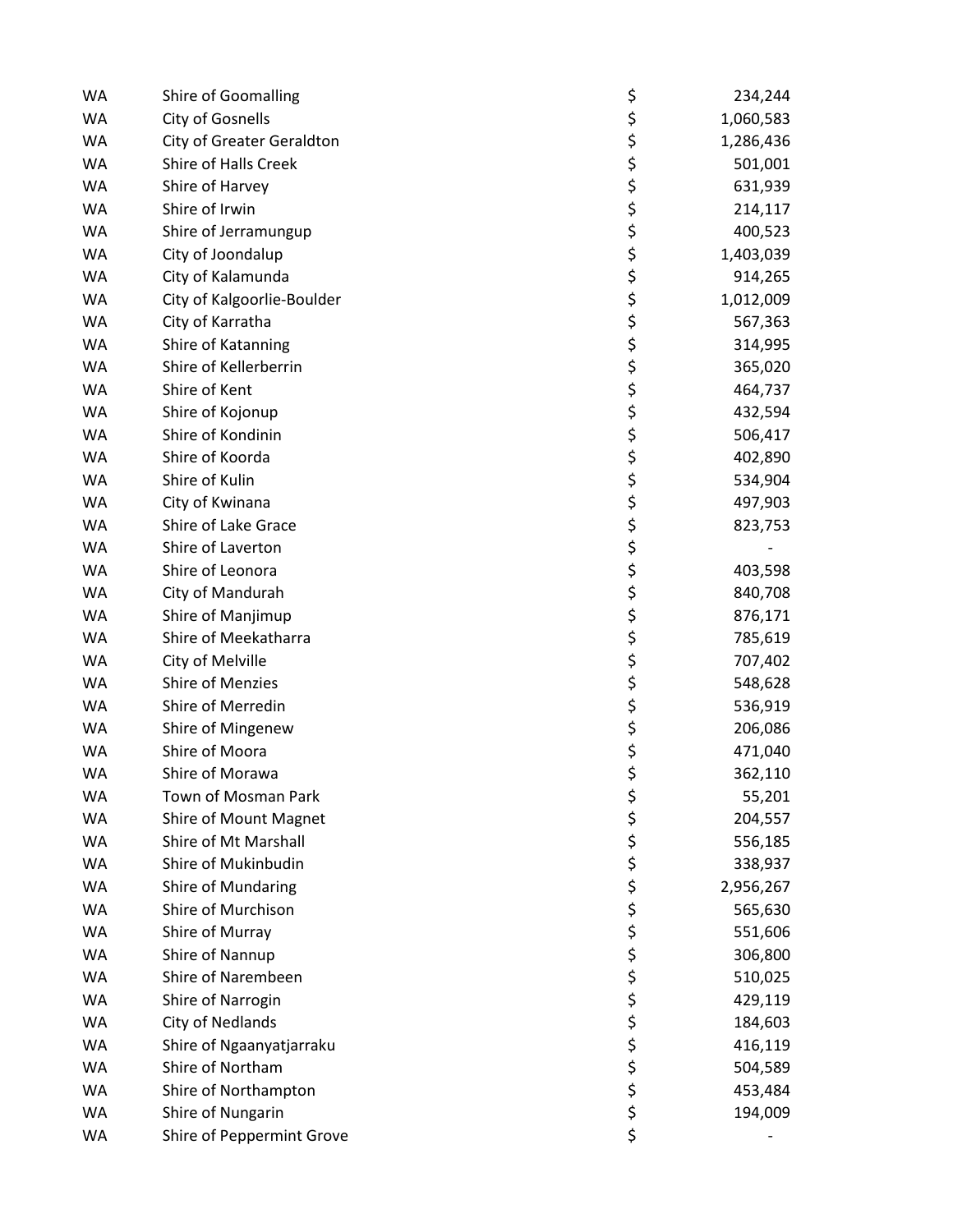| | | | |
|---|---|---|---|
| WA | Shire of Goomalling | $ | 234,244 |
| WA | City of Gosnells | $ | 1,060,583 |
| WA | City of Greater Geraldton | $ | 1,286,436 |
| WA | Shire of Halls Creek | $ | 501,001 |
| WA | Shire of Harvey | $ | 631,939 |
| WA | Shire of Irwin | $ | 214,117 |
| WA | Shire of Jerramungup | $ | 400,523 |
| WA | City of Joondalup | $ | 1,403,039 |
| WA | City of Kalamunda | $ | 914,265 |
| WA | City of Kalgoorlie-Boulder | $ | 1,012,009 |
| WA | City of Karratha | $ | 567,363 |
| WA | Shire of Katanning | $ | 314,995 |
| WA | Shire of Kellerberrin | $ | 365,020 |
| WA | Shire of Kent | $ | 464,737 |
| WA | Shire of Kojonup | $ | 432,594 |
| WA | Shire of Kondinin | $ | 506,417 |
| WA | Shire of Koorda | $ | 402,890 |
| WA | Shire of Kulin | $ | 534,904 |
| WA | City of Kwinana | $ | 497,903 |
| WA | Shire of Lake Grace | $ | 823,753 |
| WA | Shire of Laverton | $ | - |
| WA | Shire of Leonora | $ | 403,598 |
| WA | City of Mandurah | $ | 840,708 |
| WA | Shire of Manjimup | $ | 876,171 |
| WA | Shire of Meekatharra | $ | 785,619 |
| WA | City of Melville | $ | 707,402 |
| WA | Shire of Menzies | $ | 548,628 |
| WA | Shire of Merredin | $ | 536,919 |
| WA | Shire of Mingenew | $ | 206,086 |
| WA | Shire of Moora | $ | 471,040 |
| WA | Shire of Morawa | $ | 362,110 |
| WA | Town of Mosman Park | $ | 55,201 |
| WA | Shire of Mount Magnet | $ | 204,557 |
| WA | Shire of Mt Marshall | $ | 556,185 |
| WA | Shire of Mukinbudin | $ | 338,937 |
| WA | Shire of Mundaring | $ | 2,956,267 |
| WA | Shire of Murchison | $ | 565,630 |
| WA | Shire of Murray | $ | 551,606 |
| WA | Shire of Nannup | $ | 306,800 |
| WA | Shire of Narembeen | $ | 510,025 |
| WA | Shire of Narrogin | $ | 429,119 |
| WA | City of Nedlands | $ | 184,603 |
| WA | Shire of Ngaanyatjarraku | $ | 416,119 |
| WA | Shire of Northam | $ | 504,589 |
| WA | Shire of Northampton | $ | 453,484 |
| WA | Shire of Nungarin | $ | 194,009 |
| WA | Shire of Peppermint Grove | $ | - |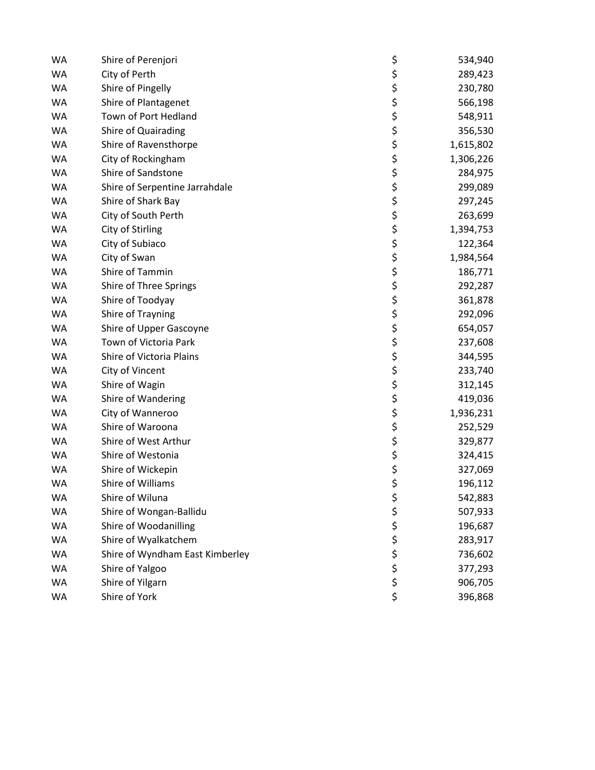| | | | |
|---|---|---|---|
| WA | Shire of Perenjori | $ | 534,940 |
| WA | City of Perth | $ | 289,423 |
| WA | Shire of Pingelly | $ | 230,780 |
| WA | Shire of Plantagenet | $ | 566,198 |
| WA | Town of Port Hedland | $ | 548,911 |
| WA | Shire of Quairading | $ | 356,530 |
| WA | Shire of Ravensthorpe | $ | 1,615,802 |
| WA | City of Rockingham | $ | 1,306,226 |
| WA | Shire of Sandstone | $ | 284,975 |
| WA | Shire of Serpentine Jarrahdale | $ | 299,089 |
| WA | Shire of Shark Bay | $ | 297,245 |
| WA | City of South Perth | $ | 263,699 |
| WA | City of Stirling | $ | 1,394,753 |
| WA | City of Subiaco | $ | 122,364 |
| WA | City of Swan | $ | 1,984,564 |
| WA | Shire of Tammin | $ | 186,771 |
| WA | Shire of Three Springs | $ | 292,287 |
| WA | Shire of Toodyay | $ | 361,878 |
| WA | Shire of Trayning | $ | 292,096 |
| WA | Shire of Upper Gascoyne | $ | 654,057 |
| WA | Town of Victoria Park | $ | 237,608 |
| WA | Shire of Victoria Plains | $ | 344,595 |
| WA | City of Vincent | $ | 233,740 |
| WA | Shire of Wagin | $ | 312,145 |
| WA | Shire of Wandering | $ | 419,036 |
| WA | City of Wanneroo | $ | 1,936,231 |
| WA | Shire of Waroona | $ | 252,529 |
| WA | Shire of West Arthur | $ | 329,877 |
| WA | Shire of Westonia | $ | 324,415 |
| WA | Shire of Wickepin | $ | 327,069 |
| WA | Shire of Williams | $ | 196,112 |
| WA | Shire of Wiluna | $ | 542,883 |
| WA | Shire of Wongan-Ballidu | $ | 507,933 |
| WA | Shire of Woodanilling | $ | 196,687 |
| WA | Shire of Wyalkatchem | $ | 283,917 |
| WA | Shire of Wyndham East Kimberley | $ | 736,602 |
| WA | Shire of Yalgoo | $ | 377,293 |
| WA | Shire of Yilgarn | $ | 906,705 |
| WA | Shire of York | $ | 396,868 |